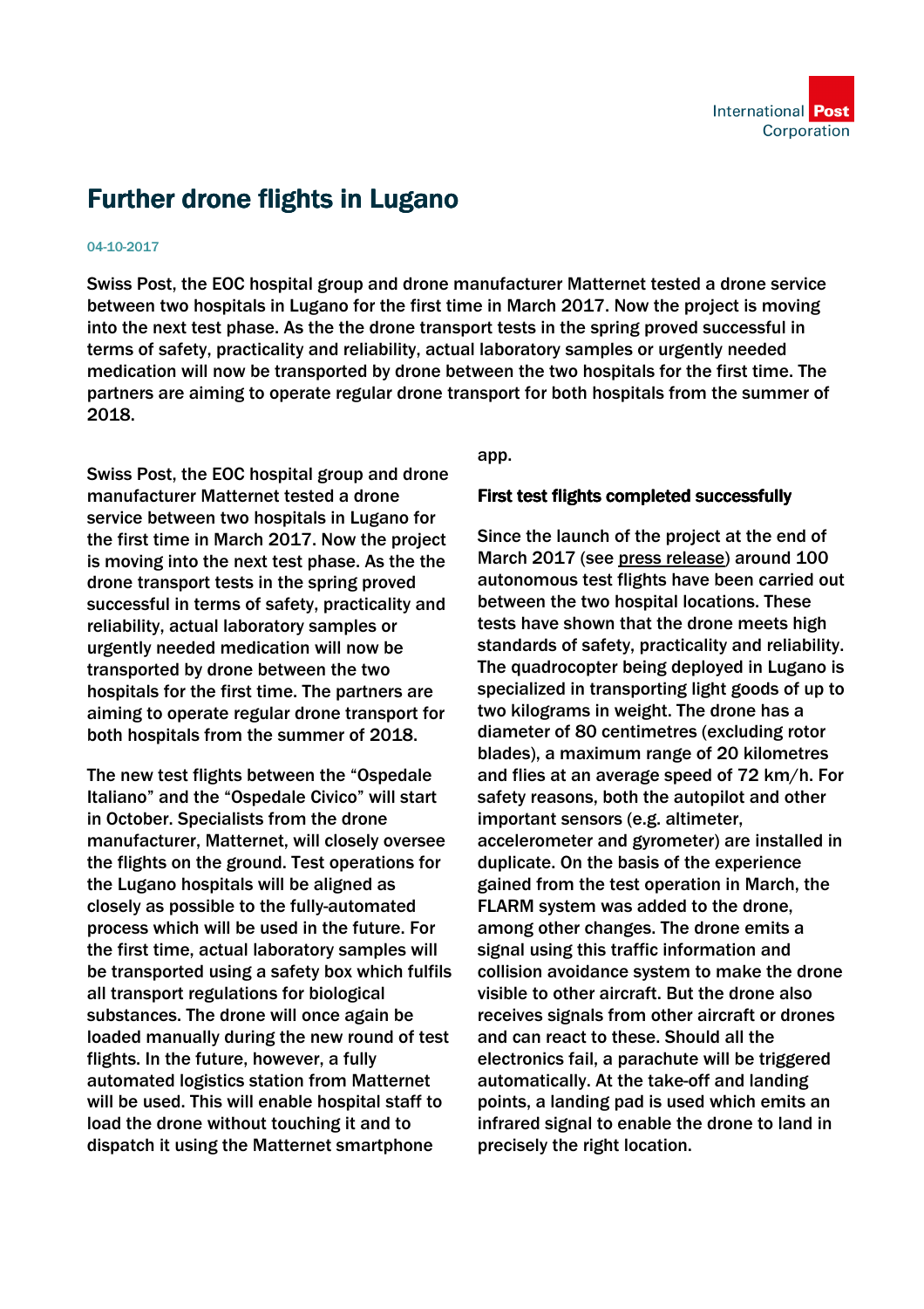# Further drone flights in Lugano

04-10-2017

**Swiss Post, the EOC hospital group and drone manufacturer Matternet tested a drone service between two hospitals in Lugano for the first time in March 2017. Now the project is moving into the next test phase. As the the drone transport tests in the spring proved successful in terms of safety, practicality and reliability, actual laboratory samples or urgently needed medication will now be transported by drone between the two hospitals for the first time. The partners are aiming to operate regular drone transport for both hospitals from the summer of 2018.**

Swiss Post, the EOC hospital group and drone manufacturer Matternet tested a drone service between two hospitals in Lugano for the first time in March 2017. Now the project is moving into the next test phase. As the the drone transport tests in the spring proved successful in terms of safety, practicality and reliability, actual laboratory samples or urgently needed medication will now be transported by drone between the two hospitals for the first time. The partners are aiming to operate regular drone transport for both hospitals from the summer of 2018.

The new test flights between the "Ospedale Italiano" and the "Ospedale Civico" will start in October. Specialists from the drone manufacturer, Matternet, will closely oversee the flights on the ground. Test operations for the Lugano hospitals will be aligned as closely as possible to the fully-automated process which will be used in the future. For the first time, actual laboratory samples will be transported using a safety box which fulfils all transport regulations for biological substances. The drone will once again be loaded manually during the new round of test flights. In the future, however, a fully automated logistics station from Matternet will be used. This will enable hospital staff to load the drone without touching it and to dispatch it using the Matternet smartphone app.

## First test flights completed successfully

Since the launch of the project at the end of March 2017 (see press release) around 100 autonomous test flights have been carried out between the two hospital locations. These tests have shown that the drone meets high standards of safety, practicality and reliability. The quadrocopter being deployed in Lugano is specialized in transporting light goods of up to two kilograms in weight. The drone has a diameter of 80 centimetres (excluding rotor blades), a maximum range of 20 kilometres and flies at an average speed of 72 km/h. For safety reasons, both the autopilot and other important sensors (e.g. altimeter, accelerometer and gyrometer) are installed in duplicate. On the basis of the experience gained from the test operation in March, the FLARM system was added to the drone, among other changes. The drone emits a signal using this traffic information and collision avoidance system to make the drone visible to other aircraft. But the drone also receives signals from other aircraft or drones and can react to these. Should all the electronics fail, a parachute will be triggered automatically. At the take-off and landing points, a landing pad is used which emits an infrared signal to enable the drone to land in precisely the right location.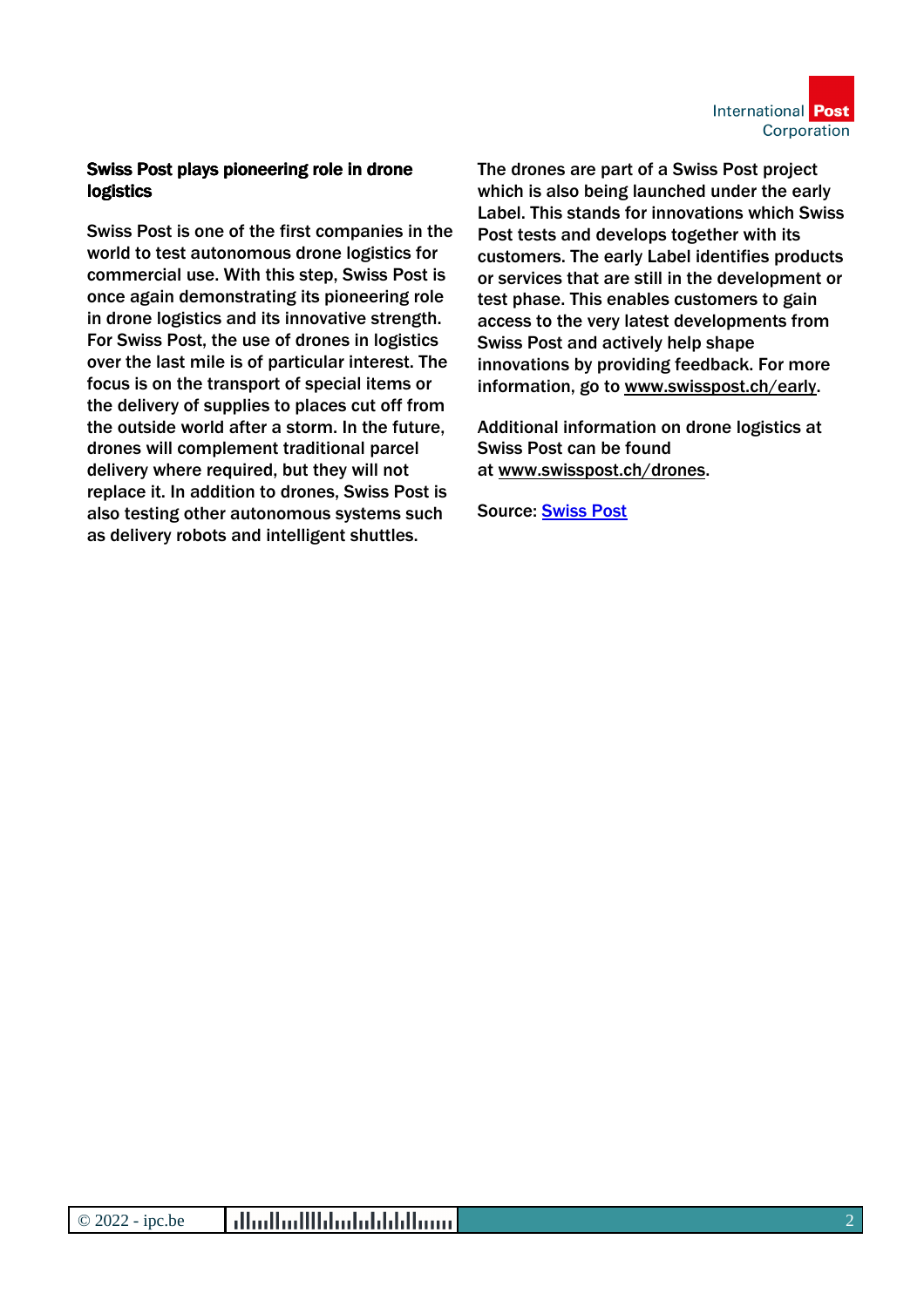**Swiss Post plays pioneering role in drone logistics**

Swiss Post is one of the first companies in the world to test autonomous drone logistics for commercial use. With this step, Swiss Post is once again demonstrating its pioneering role in drone logistics and its innovative strength. For Swiss Post, the use of drones in logistics over the last mile is of particular interest. The focus is on the transport of special items or the delivery of supplies to places cut off from the outside world after a storm. In the future, drones will complement traditional parcel delivery where required, but they will not replace it. In addition to drones, Swiss Post is also testing other autonomous systems such as delivery robots and intelligent shuttles.

The drones are part of a Swiss Post project which is also being launched under the early Label. This stands for innovations which Swiss Post tests and develops together with its customers. The early Label identifies products or services that are still in the development or test phase. This enables customers to gain access to the very latest developments from Swiss Post and actively help shape innovations by providing feedback. For more information, go to www.swisspost.ch/early.

Additional information on drone logistics at Swiss Post can be found at www.swisspost.ch/drones.

Source: Swiss Post